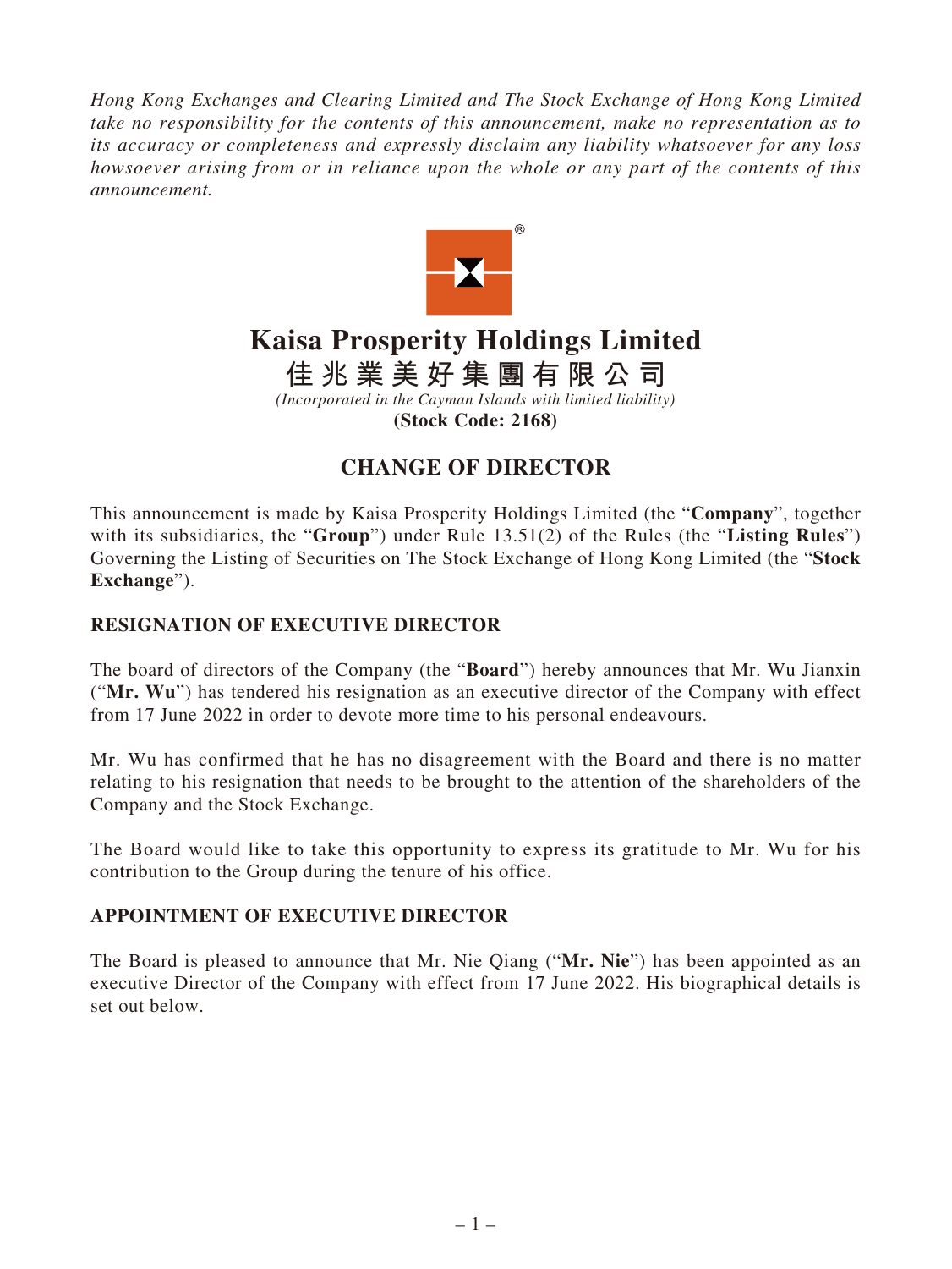*Hong Kong Exchanges and Clearing Limited and The Stock Exchange of Hong Kong Limited take no responsibility for the contents of this announcement, make no representation as to its accuracy or completeness and expressly disclaim any liability whatsoever for any loss howsoever arising from or in reliance upon the whole or any part of the contents of this announcement.*

# Kaisa Prosperity Holdings Limited

# 佳兆業美好集團有限公司

*(Incorporated in the Cayman Islands with limited liability)*

**(Stock Code: 2168)**

## CHANGE OF DIRECTOR

This announcement is made by Kaisa Prosperity Holdings Limited (the "**Company**", together with its subsidiaries, the "**Group**") under Rule 13.51(2) of the Rules (the "**Listing Rules**") Governing the Listing of Securities on The Stock Exchange of Hong Kong Limited (the "**Stock Exchange**").

### RESIGNATION OF EXECUTIVE DIRECTOR

The board of directors of the Company (the "**Board**") hereby announces that Mr. Wu Jianxin ("**Mr. Wu**") has tendered his resignation as an executive director of the Company with effect from 17 June 2022 in order to devote more time to his personal endeavours.

Mr. Wu has confirmed that he has no disagreement with the Board and there is no matter relating to his resignation that needs to be brought to the attention of the shareholders of the Company and the Stock Exchange.

The Board would like to take this opportunity to express its gratitude to Mr. Wu for his contribution to the Group during the tenure of his office.

### APPOINTMENT OF EXECUTIVE DIRECTOR

The Board is pleased to announce that Mr. Nie Qiang ("**Mr. Nie**") has been appointed as an executive Director of the Company with effect from 17 June 2022. His biographical details is set out below.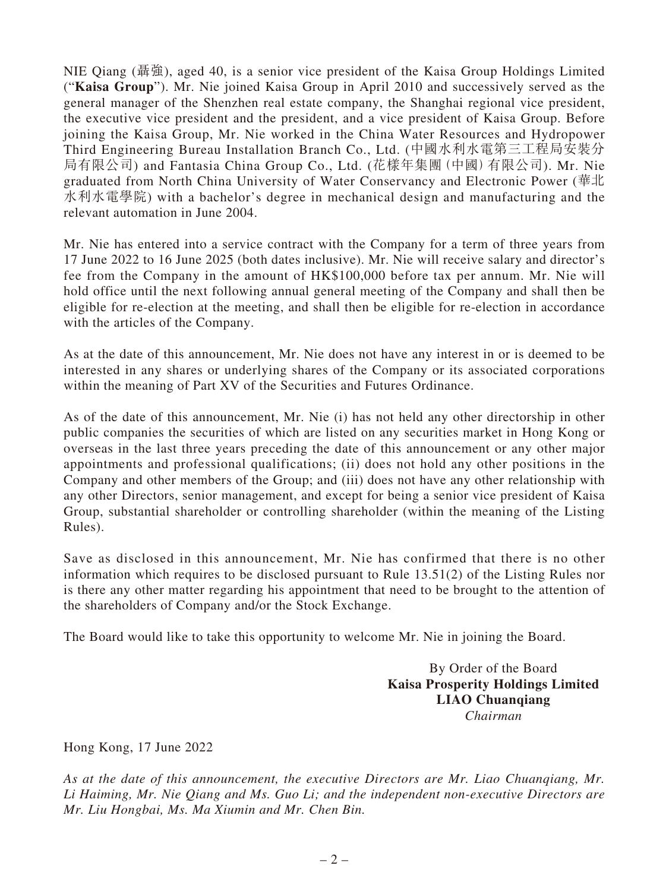NIE Qiang (聶強), aged 40, is a senior vice president of the Kaisa Group Holdings Limited ("**Kaisa Group**"). Mr. Nie joined Kaisa Group in April 2010 and successively served as the general manager of the Shenzhen real estate company, the Shanghai regional vice president, the executive vice president and the president, and a vice president of Kaisa Group. Before joining the Kaisa Group, Mr. Nie worked in the China Water Resources and Hydropower Third Engineering Bureau Installation Branch Co., Ltd. (中國水利水電第三工程局安裝分局有限公司) and Fantasia China Group Co., Ltd. (花樣年集團（中國）有限公司). Mr. Nie graduated from North China University of Water Conservancy and Electronic Power (華北水利水電學院) with a bachelor's degree in mechanical design and manufacturing and the relevant automation in June 2004.

Mr. Nie has entered into a service contract with the Company for a term of three years from 17 June 2022 to 16 June 2025 (both dates inclusive). Mr. Nie will receive salary and director's fee from the Company in the amount of HK$100,000 before tax per annum. Mr. Nie will hold office until the next following annual general meeting of the Company and shall then be eligible for re-election at the meeting, and shall then be eligible for re-election in accordance with the articles of the Company.

As at the date of this announcement, Mr. Nie does not have any interest in or is deemed to be interested in any shares or underlying shares of the Company or its associated corporations within the meaning of Part XV of the Securities and Futures Ordinance.

As of the date of this announcement, Mr. Nie (i) has not held any other directorship in other public companies the securities of which are listed on any securities market in Hong Kong or overseas in the last three years preceding the date of this announcement or any other major appointments and professional qualifications; (ii) does not hold any other positions in the Company and other members of the Group; and (iii) does not have any other relationship with any other Directors, senior management, and except for being a senior vice president of Kaisa Group, substantial shareholder or controlling shareholder (within the meaning of the Listing Rules).

Save as disclosed in this announcement, Mr. Nie has confirmed that there is no other information which requires to be disclosed pursuant to Rule 13.51(2) of the Listing Rules nor is there any other matter regarding his appointment that need to be brought to the attention of the shareholders of Company and/or the Stock Exchange.

The Board would like to take this opportunity to welcome Mr. Nie in joining the Board.

By Order of the Board
**Kaisa Prosperity Holdings Limited**
**LIAO Chuanqiang**
*Chairman*

Hong Kong, 17 June 2022

*As at the date of this announcement, the executive Directors are Mr. Liao Chuanqiang, Mr. Li Haiming, Mr. Nie Qiang and Ms. Guo Li; and the independent non-executive Directors are Mr. Liu Hongbai, Ms. Ma Xiumin and Mr. Chen Bin.*